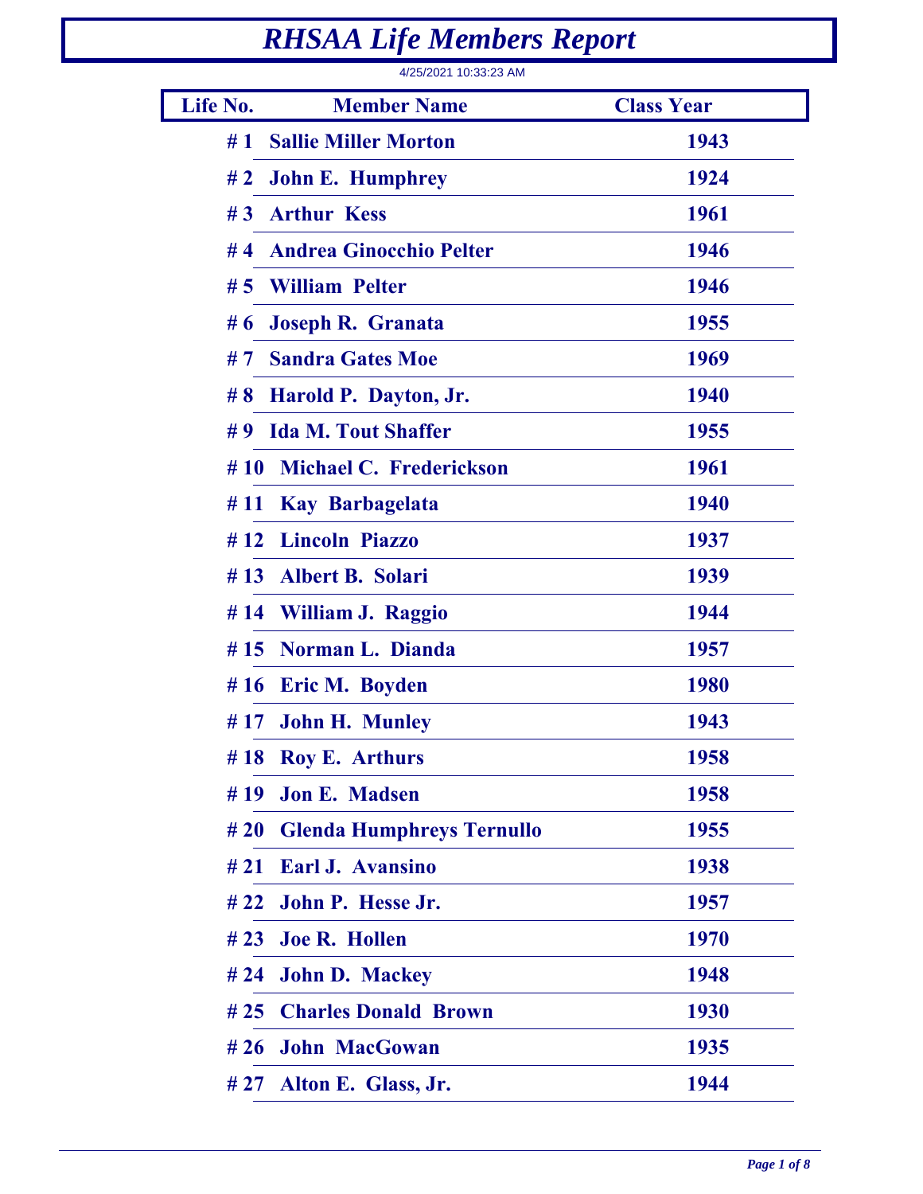# RHSAA Life Members Report

4/25/2021 10:33:23 AM

| Life No. | Member Name | Class Year |
|---|---|---|
| # 1 | Sallie Miller Morton | 1943 |
| # 2 | John E. Humphrey | 1924 |
| # 3 | Arthur Kess | 1961 |
| # 4 | Andrea Ginocchio Pelter | 1946 |
| # 5 | William Pelter | 1946 |
| # 6 | Joseph R. Granata | 1955 |
| # 7 | Sandra Gates Moe | 1969 |
| # 8 | Harold P. Dayton, Jr. | 1940 |
| # 9 | Ida M. Tout Shaffer | 1955 |
| # 10 | Michael C. Frederickson | 1961 |
| # 11 | Kay Barbagelata | 1940 |
| # 12 | Lincoln Piazzo | 1937 |
| # 13 | Albert B. Solari | 1939 |
| # 14 | William J. Raggio | 1944 |
| # 15 | Norman L. Dianda | 1957 |
| # 16 | Eric M. Boyden | 1980 |
| # 17 | John H. Munley | 1943 |
| # 18 | Roy E. Arthurs | 1958 |
| # 19 | Jon E. Madsen | 1958 |
| # 20 | Glenda Humphreys Ternullo | 1955 |
| # 21 | Earl J. Avansino | 1938 |
| # 22 | John P. Hesse Jr. | 1957 |
| # 23 | Joe R. Hollen | 1970 |
| # 24 | John D. Mackey | 1948 |
| # 25 | Charles Donald Brown | 1930 |
| # 26 | John MacGowan | 1935 |
| # 27 | Alton E. Glass, Jr. | 1944 |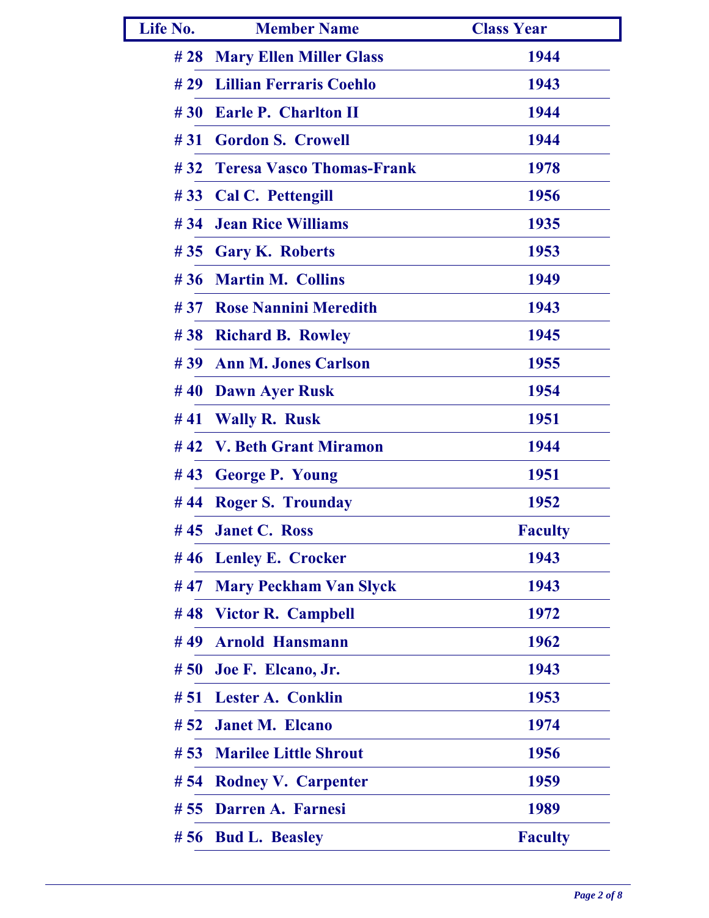| Life No. | Member Name | Class Year |
| --- | --- | --- |
| # 28 | Mary Ellen Miller Glass | 1944 |
| # 29 | Lillian Ferraris Coehlo | 1943 |
| # 30 | Earle P. Charlton II | 1944 |
| # 31 | Gordon S. Crowell | 1944 |
| # 32 | Teresa Vasco Thomas-Frank | 1978 |
| # 33 | Cal C. Pettengill | 1956 |
| # 34 | Jean Rice Williams | 1935 |
| # 35 | Gary K. Roberts | 1953 |
| # 36 | Martin M. Collins | 1949 |
| # 37 | Rose Nannini Meredith | 1943 |
| # 38 | Richard B. Rowley | 1945 |
| # 39 | Ann M. Jones Carlson | 1955 |
| # 40 | Dawn Ayer Rusk | 1954 |
| # 41 | Wally R. Rusk | 1951 |
| # 42 | V. Beth Grant Miramon | 1944 |
| # 43 | George P. Young | 1951 |
| # 44 | Roger S. Trounday | 1952 |
| # 45 | Janet C. Ross | Faculty |
| # 46 | Lenley E. Crocker | 1943 |
| # 47 | Mary Peckham Van Slyck | 1943 |
| # 48 | Victor R. Campbell | 1972 |
| # 49 | Arnold Hansmann | 1962 |
| # 50 | Joe F. Elcano, Jr. | 1943 |
| # 51 | Lester A. Conklin | 1953 |
| # 52 | Janet M. Elcano | 1974 |
| # 53 | Marilee Little Shrout | 1956 |
| # 54 | Rodney V. Carpenter | 1959 |
| # 55 | Darren A. Farnesi | 1989 |
| # 56 | Bud L. Beasley | Faculty |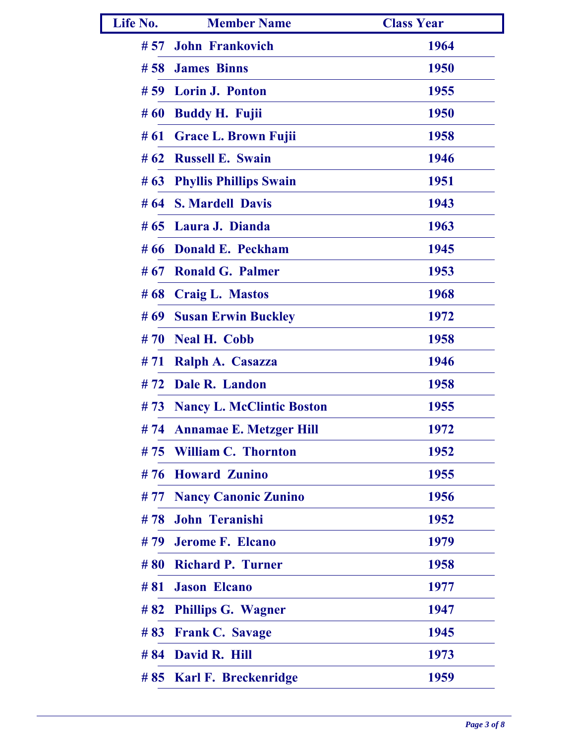| Life No. | Member Name | Class Year |
|---|---|---|
| # 57 | John Frankovich | 1964 |
| # 58 | James Binns | 1950 |
| # 59 | Lorin J. Ponton | 1955 |
| # 60 | Buddy H. Fujii | 1950 |
| # 61 | Grace L. Brown Fujii | 1958 |
| # 62 | Russell E. Swain | 1946 |
| # 63 | Phyllis Phillips Swain | 1951 |
| # 64 | S. Mardell Davis | 1943 |
| # 65 | Laura J. Dianda | 1963 |
| # 66 | Donald E. Peckham | 1945 |
| # 67 | Ronald G. Palmer | 1953 |
| # 68 | Craig L. Mastos | 1968 |
| # 69 | Susan Erwin Buckley | 1972 |
| # 70 | Neal H. Cobb | 1958 |
| # 71 | Ralph A. Casazza | 1946 |
| # 72 | Dale R. Landon | 1958 |
| # 73 | Nancy L. McClintic Boston | 1955 |
| # 74 | Annamae E. Metzger Hill | 1972 |
| # 75 | William C. Thornton | 1952 |
| # 76 | Howard Zunino | 1955 |
| # 77 | Nancy Canonic Zunino | 1956 |
| # 78 | John Teranishi | 1952 |
| # 79 | Jerome F. Elcano | 1979 |
| # 80 | Richard P. Turner | 1958 |
| # 81 | Jason Elcano | 1977 |
| # 82 | Phillips G. Wagner | 1947 |
| # 83 | Frank C. Savage | 1945 |
| # 84 | David R. Hill | 1973 |
| # 85 | Karl F. Breckenridge | 1959 |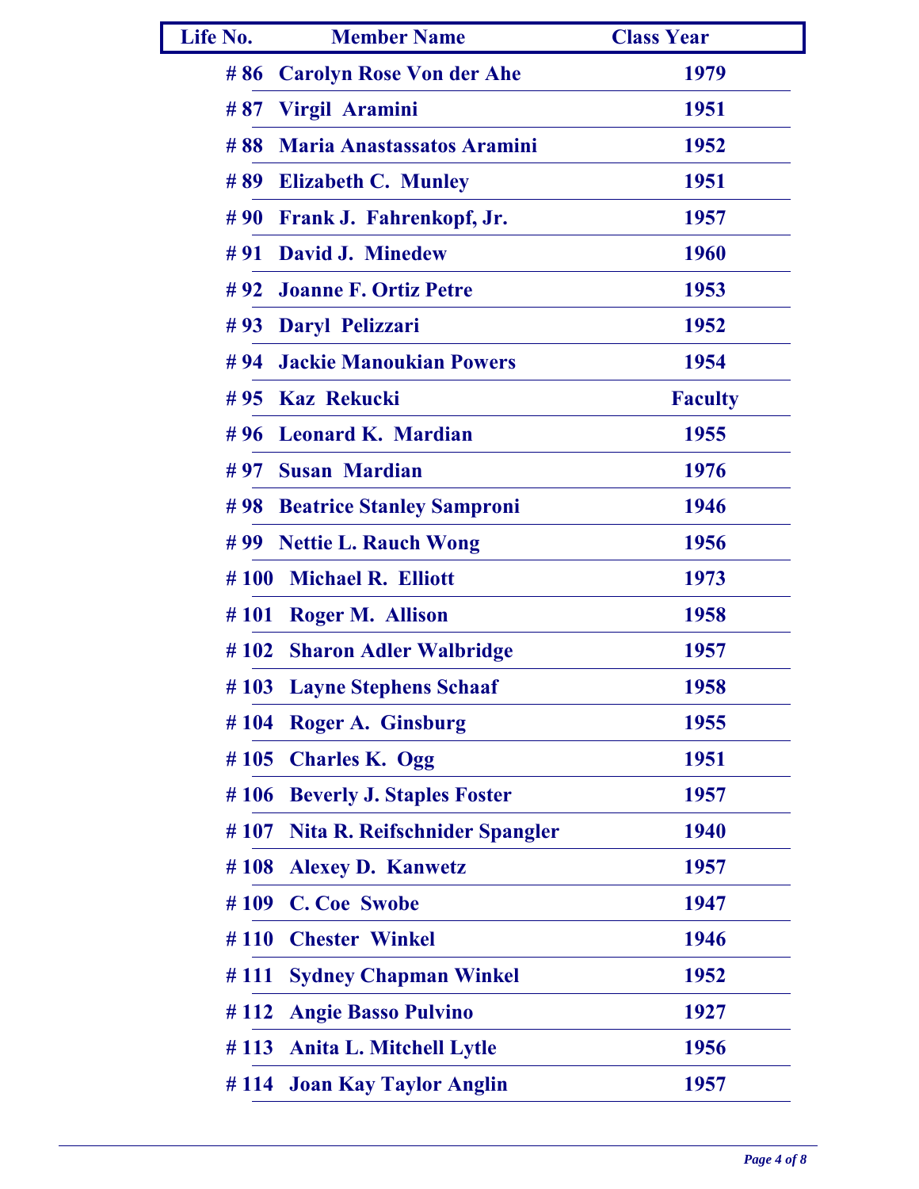| Life No. | Member Name | Class Year |
|---|---|---|
| # 86 | Carolyn Rose Von der Ahe | 1979 |
| # 87 | Virgil Aramini | 1951 |
| # 88 | Maria Anastassatos Aramini | 1952 |
| # 89 | Elizabeth C. Munley | 1951 |
| # 90 | Frank J. Fahrenkopf, Jr. | 1957 |
| # 91 | David J. Minedew | 1960 |
| # 92 | Joanne F. Ortiz Petre | 1953 |
| # 93 | Daryl Pelizzari | 1952 |
| # 94 | Jackie Manoukian Powers | 1954 |
| # 95 | Kaz Rekucki | Faculty |
| # 96 | Leonard K. Mardian | 1955 |
| # 97 | Susan Mardian | 1976 |
| # 98 | Beatrice Stanley Samproni | 1946 |
| # 99 | Nettie L. Rauch Wong | 1956 |
| # 100 | Michael R. Elliott | 1973 |
| # 101 | Roger M. Allison | 1958 |
| # 102 | Sharon Adler Walbridge | 1957 |
| # 103 | Layne Stephens Schaaf | 1958 |
| # 104 | Roger A. Ginsburg | 1955 |
| # 105 | Charles K. Ogg | 1951 |
| # 106 | Beverly J. Staples Foster | 1957 |
| # 107 | Nita R. Reifschnider Spangler | 1940 |
| # 108 | Alexey D. Kanwetz | 1957 |
| # 109 | C. Coe Swobe | 1947 |
| # 110 | Chester Winkel | 1946 |
| # 111 | Sydney Chapman Winkel | 1952 |
| # 112 | Angie Basso Pulvino | 1927 |
| # 113 | Anita L. Mitchell Lytle | 1956 |
| # 114 | Joan Kay Taylor Anglin | 1957 |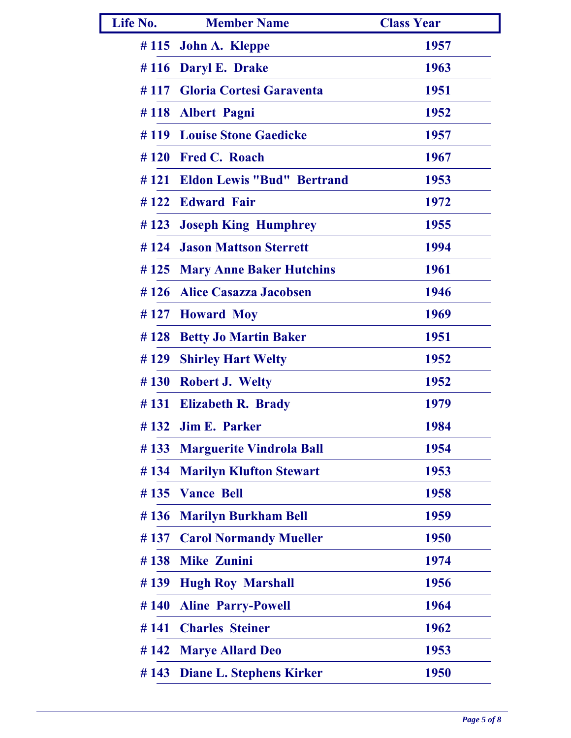| Life No. | Member Name | Class Year |
|---|---|---|
| # 115 | John A. Kleppe | 1957 |
| # 116 | Daryl E. Drake | 1963 |
| # 117 | Gloria Cortesi Garaventa | 1951 |
| # 118 | Albert Pagni | 1952 |
| # 119 | Louise Stone Gaedicke | 1957 |
| # 120 | Fred C. Roach | 1967 |
| # 121 | Eldon Lewis "Bud" Bertrand | 1953 |
| # 122 | Edward Fair | 1972 |
| # 123 | Joseph King Humphrey | 1955 |
| # 124 | Jason Mattson Sterrett | 1994 |
| # 125 | Mary Anne Baker Hutchins | 1961 |
| # 126 | Alice Casazza Jacobsen | 1946 |
| # 127 | Howard Moy | 1969 |
| # 128 | Betty Jo Martin Baker | 1951 |
| # 129 | Shirley Hart Welty | 1952 |
| # 130 | Robert J. Welty | 1952 |
| # 131 | Elizabeth R. Brady | 1979 |
| # 132 | Jim E. Parker | 1984 |
| # 133 | Marguerite Vindrola Ball | 1954 |
| # 134 | Marilyn Klufton Stewart | 1953 |
| # 135 | Vance Bell | 1958 |
| # 136 | Marilyn Burkham Bell | 1959 |
| # 137 | Carol Normandy Mueller | 1950 |
| # 138 | Mike Zunini | 1974 |
| # 139 | Hugh Roy Marshall | 1956 |
| # 140 | Aline Parry-Powell | 1964 |
| # 141 | Charles Steiner | 1962 |
| # 142 | Marye Allard Deo | 1953 |
| # 143 | Diane L. Stephens Kirker | 1950 |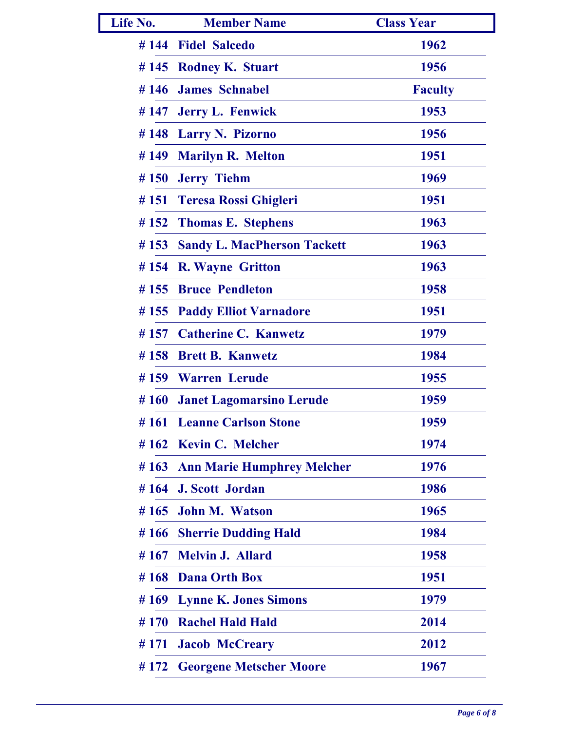| Life No. | Member Name | Class Year |
|---|---|---|
| # 144 | Fidel Salcedo | 1962 |
| # 145 | Rodney K. Stuart | 1956 |
| # 146 | James Schnabel | Faculty |
| # 147 | Jerry L. Fenwick | 1953 |
| # 148 | Larry N. Pizorno | 1956 |
| # 149 | Marilyn R. Melton | 1951 |
| # 150 | Jerry Tiehm | 1969 |
| # 151 | Teresa Rossi Ghigleri | 1951 |
| # 152 | Thomas E. Stephens | 1963 |
| # 153 | Sandy L. MacPherson Tackett | 1963 |
| # 154 | R. Wayne Gritton | 1963 |
| # 155 | Bruce Pendleton | 1958 |
| # 155 | Paddy Elliot Varnadore | 1951 |
| # 157 | Catherine C. Kanwetz | 1979 |
| # 158 | Brett B. Kanwetz | 1984 |
| # 159 | Warren Lerude | 1955 |
| # 160 | Janet Lagomarsino Lerude | 1959 |
| # 161 | Leanne Carlson Stone | 1959 |
| # 162 | Kevin C. Melcher | 1974 |
| # 163 | Ann Marie Humphrey Melcher | 1976 |
| # 164 | J. Scott Jordan | 1986 |
| # 165 | John M. Watson | 1965 |
| # 166 | Sherrie Dudding Hald | 1984 |
| # 167 | Melvin J. Allard | 1958 |
| # 168 | Dana Orth Box | 1951 |
| # 169 | Lynne K. Jones Simons | 1979 |
| # 170 | Rachel Hald Hald | 2014 |
| # 171 | Jacob McCreary | 2012 |
| # 172 | Georgene Metscher Moore | 1967 |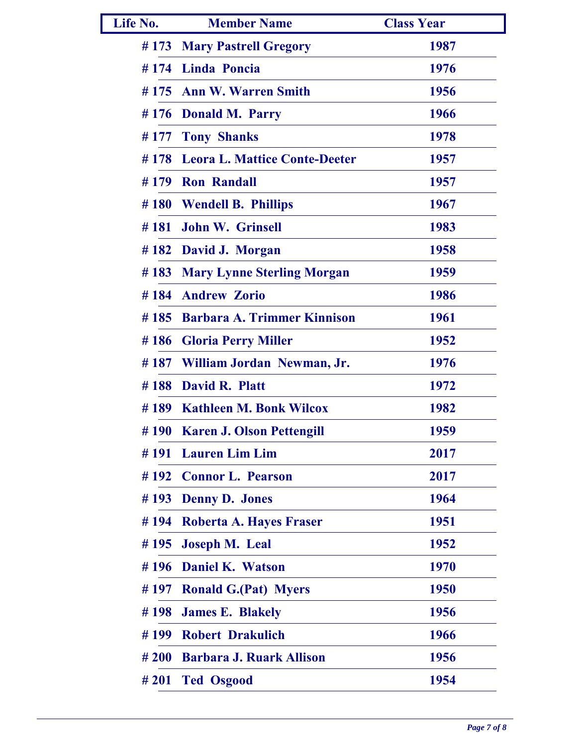| Life No. | Member Name | Class Year |
|---|---|---|
| # 173 | Mary Pastrell Gregory | 1987 |
| # 174 | Linda Poncia | 1976 |
| # 175 | Ann W. Warren Smith | 1956 |
| # 176 | Donald M. Parry | 1966 |
| # 177 | Tony Shanks | 1978 |
| # 178 | Leora L. Mattice Conte-Deeter | 1957 |
| # 179 | Ron Randall | 1957 |
| # 180 | Wendell B. Phillips | 1967 |
| # 181 | John W. Grinsell | 1983 |
| # 182 | David J. Morgan | 1958 |
| # 183 | Mary Lynne Sterling Morgan | 1959 |
| # 184 | Andrew Zorio | 1986 |
| # 185 | Barbara A. Trimmer Kinnison | 1961 |
| # 186 | Gloria Perry Miller | 1952 |
| # 187 | William Jordan Newman, Jr. | 1976 |
| # 188 | David R. Platt | 1972 |
| # 189 | Kathleen M. Bonk Wilcox | 1982 |
| # 190 | Karen J. Olson Pettengill | 1959 |
| # 191 | Lauren Lim Lim | 2017 |
| # 192 | Connor L. Pearson | 2017 |
| # 193 | Denny D. Jones | 1964 |
| # 194 | Roberta A. Hayes Fraser | 1951 |
| # 195 | Joseph M. Leal | 1952 |
| # 196 | Daniel K. Watson | 1970 |
| # 197 | Ronald G.(Pat) Myers | 1950 |
| # 198 | James E. Blakely | 1956 |
| # 199 | Robert Drakulich | 1966 |
| # 200 | Barbara J. Ruark Allison | 1956 |
| # 201 | Ted Osgood | 1954 |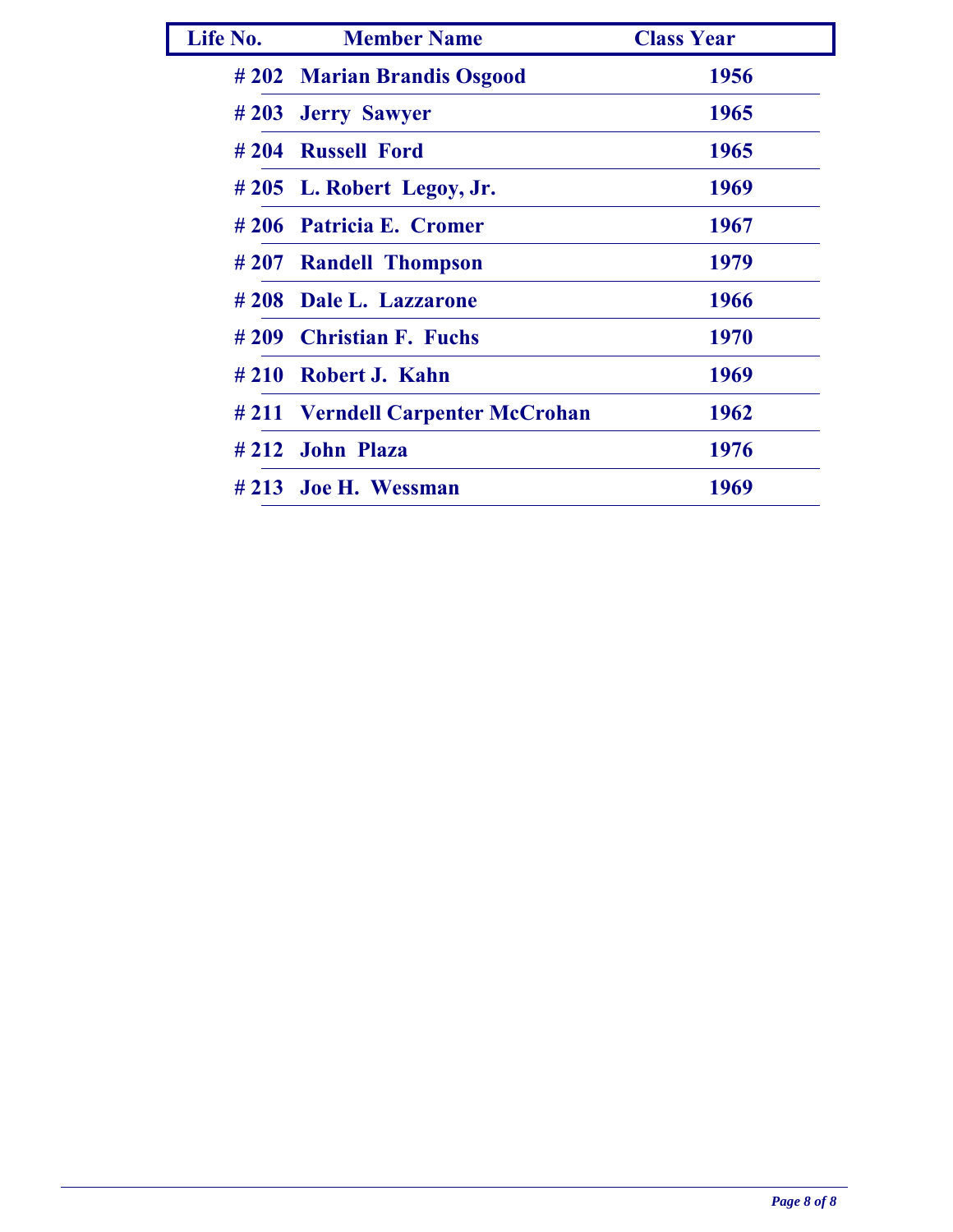| Life No. | Member Name | Class Year |
|---|---|---|
| # 202 | Marian Brandis Osgood | 1956 |
| # 203 | Jerry  Sawyer | 1965 |
| # 204 | Russell  Ford | 1965 |
| # 205 | L. Robert  Legoy, Jr. | 1969 |
| # 206 | Patricia E.  Cromer | 1967 |
| # 207 | Randell  Thompson | 1979 |
| # 208 | Dale L.  Lazzarone | 1966 |
| # 209 | Christian F.  Fuchs | 1970 |
| # 210 | Robert J.  Kahn | 1969 |
| # 211 | Verndell Carpenter McCrohan | 1962 |
| # 212 | John  Plaza | 1976 |
| # 213 | Joe H.  Wessman | 1969 |